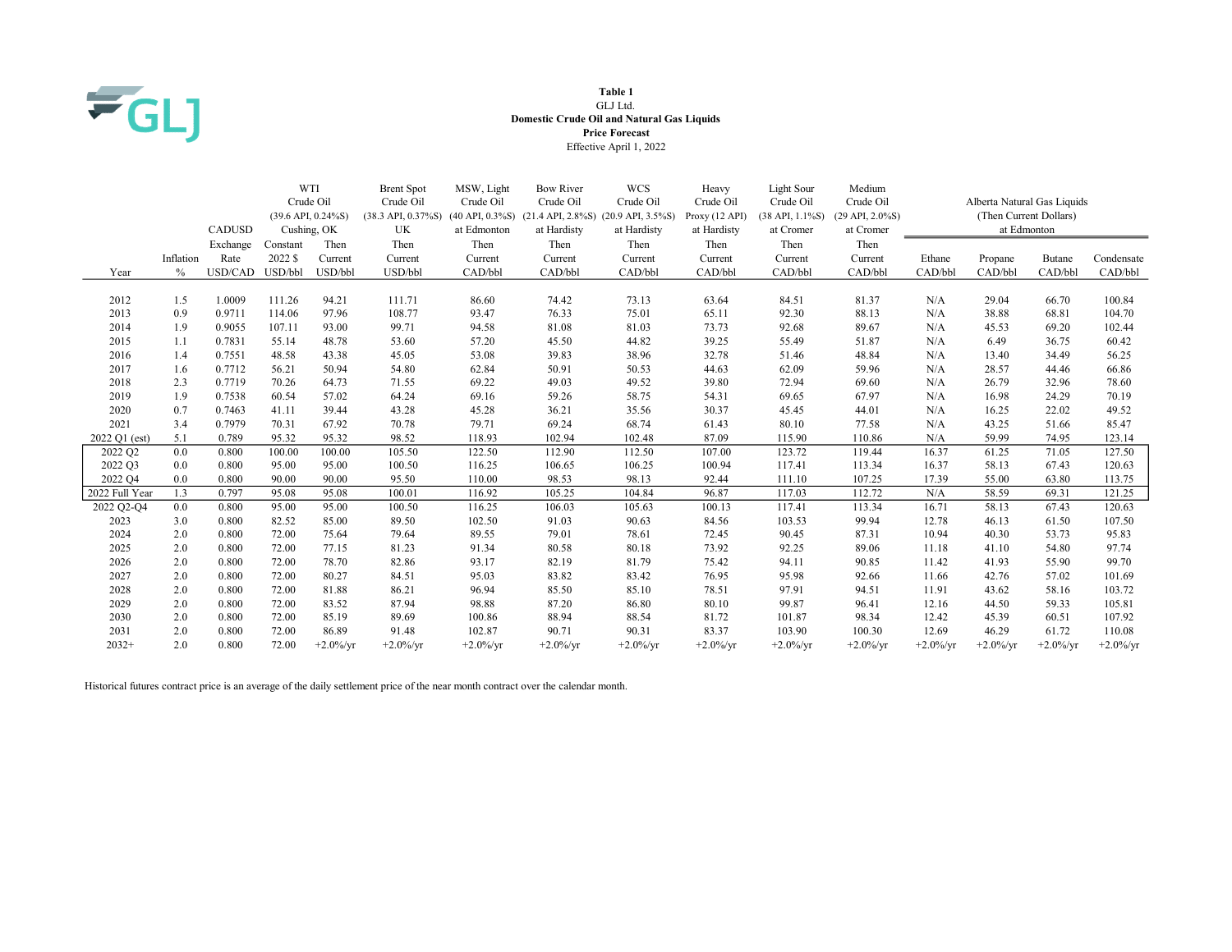**Table 1**
GLJ Ltd.
**Domestic Crude Oil and Natural Gas Liquids**
**Price Forecast**
Effective April 1, 2022

| Year | Inflation % | CADUSD Exchange Rate USD/CAD | WTI Crude Oil (39.6 API, 0.24%S) Cushing, OK Constant 2022 $ USD/bbl | WTI Crude Oil (39.6 API, 0.24%S) Cushing, OK Then Current USD/bbl | Brent Spot Crude Oil (38.3 API, 0.37%S) UK Then Current USD/bbl | MSW, Light Crude Oil (40 API, 0.3%S) at Edmonton Then Current CAD/bbl | Bow River Crude Oil (21.4 API, 2.8%S) at Hardisty Then Current CAD/bbl | WCS Crude Oil (20.9 API, 3.5%S) at Hardisty Then Current CAD/bbl | Heavy Crude Oil Proxy (12 API) at Hardisty Then Current CAD/bbl | Light Sour Crude Oil (38 API, 1.1%S) at Cromer Then Current CAD/bbl | Medium Crude Oil (29 API, 2.0%S) at Cromer Then Current CAD/bbl | Alberta Natural Gas Liquids (Then Current Dollars) at Edmonton Ethane CAD/bbl | Propane CAD/bbl | Butane CAD/bbl | Condensate CAD/bbl |
|---|---|---|---|---|---|---|---|---|---|---|---|---|---|---|---|
| 2012 | 1.5 | 1.0009 | 111.26 | 94.21 | 111.71 | 86.60 | 74.42 | 73.13 | 63.64 | 84.51 | 81.37 | N/A | 29.04 | 66.70 | 100.84 |
| 2013 | 0.9 | 0.9711 | 114.06 | 97.96 | 108.77 | 93.47 | 76.33 | 75.01 | 65.11 | 92.30 | 88.13 | N/A | 38.88 | 68.81 | 104.70 |
| 2014 | 1.9 | 0.9055 | 107.11 | 93.00 | 99.71 | 94.58 | 81.08 | 81.03 | 73.73 | 92.68 | 89.67 | N/A | 45.53 | 69.20 | 102.44 |
| 2015 | 1.1 | 0.7831 | 55.14 | 48.78 | 53.60 | 57.20 | 45.50 | 44.82 | 39.25 | 55.49 | 51.87 | N/A | 6.49 | 36.75 | 60.42 |
| 2016 | 1.4 | 0.7551 | 48.58 | 43.38 | 45.05 | 53.08 | 39.83 | 38.96 | 32.78 | 51.46 | 48.84 | N/A | 13.40 | 34.49 | 56.25 |
| 2017 | 1.6 | 0.7712 | 56.21 | 50.94 | 54.80 | 62.84 | 50.91 | 50.53 | 44.63 | 62.09 | 59.96 | N/A | 28.57 | 44.46 | 66.86 |
| 2018 | 2.3 | 0.7719 | 70.26 | 64.73 | 71.55 | 69.22 | 49.03 | 49.52 | 39.80 | 72.94 | 69.60 | N/A | 26.79 | 32.96 | 78.60 |
| 2019 | 1.9 | 0.7538 | 60.54 | 57.02 | 64.24 | 69.16 | 59.26 | 58.75 | 54.31 | 69.65 | 67.97 | N/A | 16.98 | 24.29 | 70.19 |
| 2020 | 0.7 | 0.7463 | 41.11 | 39.44 | 43.28 | 45.28 | 36.21 | 35.56 | 30.37 | 45.45 | 44.01 | N/A | 16.25 | 22.02 | 49.52 |
| 2021 | 3.4 | 0.7979 | 70.31 | 67.92 | 70.78 | 79.71 | 69.24 | 68.74 | 61.43 | 80.10 | 77.58 | N/A | 43.25 | 51.66 | 85.47 |
| 2022 Q1 (est) | 5.1 | 0.789 | 95.32 | 95.32 | 98.52 | 118.93 | 102.94 | 102.48 | 87.09 | 115.90 | 110.86 | N/A | 59.99 | 74.95 | 123.14 |
| 2022 Q2 | 0.0 | 0.800 | 100.00 | 100.00 | 105.50 | 122.50 | 112.90 | 112.50 | 107.00 | 123.72 | 119.44 | 16.37 | 61.25 | 71.05 | 127.50 |
| 2022 Q3 | 0.0 | 0.800 | 95.00 | 95.00 | 100.50 | 116.25 | 106.65 | 106.25 | 100.94 | 117.41 | 113.34 | 16.37 | 58.13 | 67.43 | 120.63 |
| 2022 Q4 | 0.0 | 0.800 | 90.00 | 90.00 | 95.50 | 110.00 | 98.53 | 98.13 | 92.44 | 111.10 | 107.25 | 17.39 | 55.00 | 63.80 | 113.75 |
| 2022 Full Year | 1.3 | 0.797 | 95.08 | 95.08 | 100.01 | 116.92 | 105.25 | 104.84 | 96.87 | 117.03 | 112.72 | N/A | 58.59 | 69.31 | 121.25 |
| 2022 Q2-Q4 | 0.0 | 0.800 | 95.00 | 95.00 | 100.50 | 116.25 | 106.03 | 105.63 | 100.13 | 117.41 | 113.34 | 16.71 | 58.13 | 67.43 | 120.63 |
| 2023 | 3.0 | 0.800 | 82.52 | 85.00 | 89.50 | 102.50 | 91.03 | 90.63 | 84.56 | 103.53 | 99.94 | 12.78 | 46.13 | 61.50 | 107.50 |
| 2024 | 2.0 | 0.800 | 72.00 | 75.64 | 79.64 | 89.55 | 79.01 | 78.61 | 72.45 | 90.45 | 87.31 | 10.94 | 40.30 | 53.73 | 95.83 |
| 2025 | 2.0 | 0.800 | 72.00 | 77.15 | 81.23 | 91.34 | 80.58 | 80.18 | 73.92 | 92.25 | 89.06 | 11.18 | 41.10 | 54.80 | 97.74 |
| 2026 | 2.0 | 0.800 | 72.00 | 78.70 | 82.86 | 93.17 | 82.19 | 81.79 | 75.42 | 94.11 | 90.85 | 11.42 | 41.93 | 55.90 | 99.70 |
| 2027 | 2.0 | 0.800 | 72.00 | 80.27 | 84.51 | 95.03 | 83.82 | 83.42 | 76.95 | 95.98 | 92.66 | 11.66 | 42.76 | 57.02 | 101.69 |
| 2028 | 2.0 | 0.800 | 72.00 | 81.88 | 86.21 | 96.94 | 85.50 | 85.10 | 78.51 | 97.91 | 94.51 | 11.91 | 43.62 | 58.16 | 103.72 |
| 2029 | 2.0 | 0.800 | 72.00 | 83.52 | 87.94 | 98.88 | 87.20 | 86.80 | 80.10 | 99.87 | 96.41 | 12.16 | 44.50 | 59.33 | 105.81 |
| 2030 | 2.0 | 0.800 | 72.00 | 85.19 | 89.69 | 100.86 | 88.94 | 88.54 | 81.72 | 101.87 | 98.34 | 12.42 | 45.39 | 60.51 | 107.92 |
| 2031 | 2.0 | 0.800 | 72.00 | 86.89 | 91.48 | 102.87 | 90.71 | 90.31 | 83.37 | 103.90 | 100.30 | 12.69 | 46.29 | 61.72 | 110.08 |
| 2032+ | 2.0 | 0.800 | 72.00 | +2.0%/yr | +2.0%/yr | +2.0%/yr | +2.0%/yr | +2.0%/yr | +2.0%/yr | +2.0%/yr | +2.0%/yr | +2.0%/yr | +2.0%/yr | +2.0%/yr | +2.0%/yr |

Historical futures contract price is an average of the daily settlement price of the near month contract over the calendar month.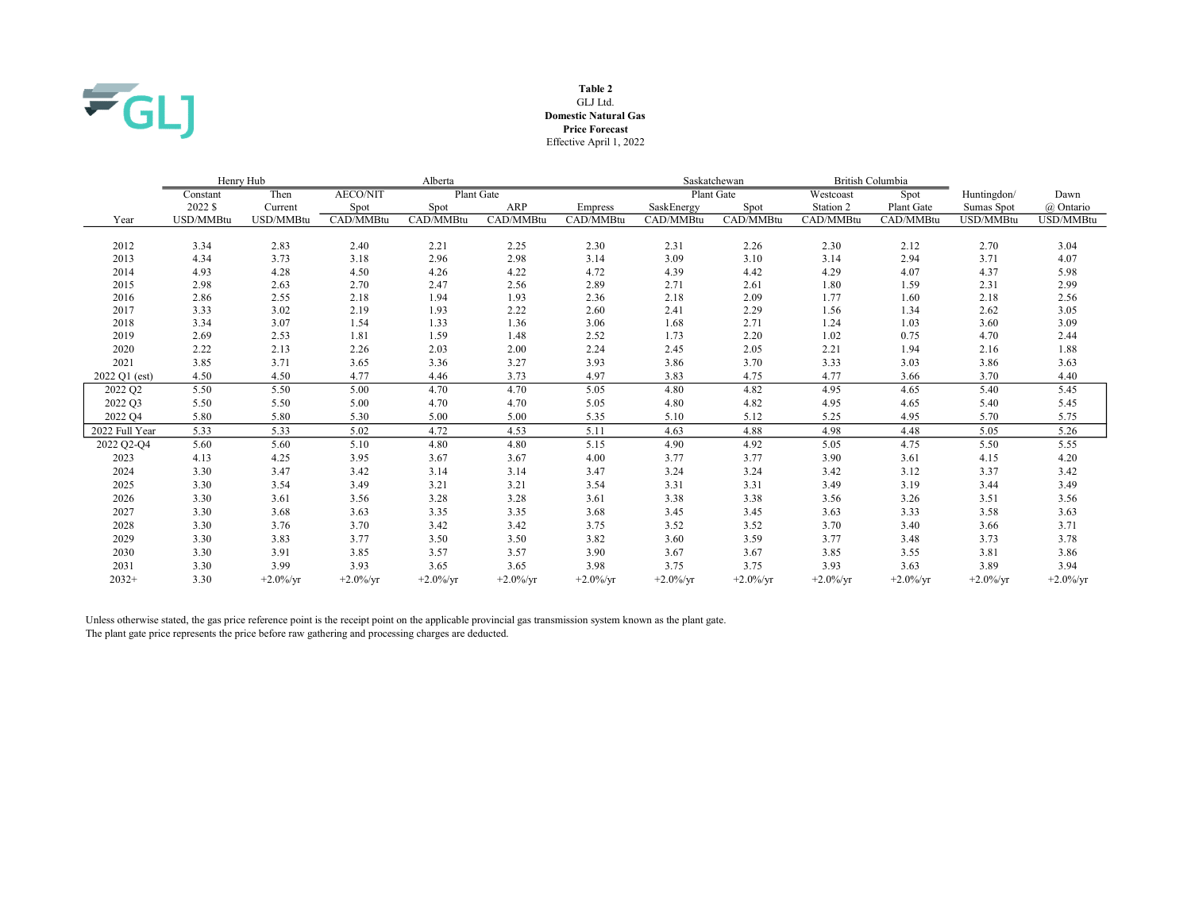**Table 2**
GLJ Ltd.
**Domestic Natural Gas**
**Price Forecast**
Effective April 1, 2022

| | Henry Hub | | Alberta | | | | Saskatchewan | | British Columbia | | | |
|---|---|---|---|---|---|---|---|---|---|---|---|---|
| | Constant | Then | AECO/NIT | Plant Gate | | | Plant Gate | | Westcoast | Spot | Huntingdon/ | Dawn |
| | 2022 $ | Current | Spot | Spot | ARP | Empress | SaskEnergy | Spot | Station 2 | Plant Gate | Sumas Spot | @ Ontario |
| Year | USD/MMBtu | USD/MMBtu | CAD/MMBtu | CAD/MMBtu | CAD/MMBtu | CAD/MMBtu | CAD/MMBtu | CAD/MMBtu | CAD/MMBtu | CAD/MMBtu | USD/MMBtu | USD/MMBtu |
| 2012 | 3.34 | 2.83 | 2.40 | 2.21 | 2.25 | 2.30 | 2.31 | 2.26 | 2.30 | 2.12 | 2.70 | 3.04 |
| 2013 | 4.34 | 3.73 | 3.18 | 2.96 | 2.98 | 3.14 | 3.09 | 3.10 | 3.14 | 2.94 | 3.71 | 4.07 |
| 2014 | 4.93 | 4.28 | 4.50 | 4.26 | 4.22 | 4.72 | 4.39 | 4.42 | 4.29 | 4.07 | 4.37 | 5.98 |
| 2015 | 2.98 | 2.63 | 2.70 | 2.47 | 2.56 | 2.89 | 2.71 | 2.61 | 1.80 | 1.59 | 2.31 | 2.99 |
| 2016 | 2.86 | 2.55 | 2.18 | 1.94 | 1.93 | 2.36 | 2.18 | 2.09 | 1.77 | 1.60 | 2.18 | 2.56 |
| 2017 | 3.33 | 3.02 | 2.19 | 1.93 | 2.22 | 2.60 | 2.41 | 2.29 | 1.56 | 1.34 | 2.62 | 3.05 |
| 2018 | 3.34 | 3.07 | 1.54 | 1.33 | 1.36 | 3.06 | 1.68 | 2.71 | 1.24 | 1.03 | 3.60 | 3.09 |
| 2019 | 2.69 | 2.53 | 1.81 | 1.59 | 1.48 | 2.52 | 1.73 | 2.20 | 1.02 | 0.75 | 4.70 | 2.44 |
| 2020 | 2.22 | 2.13 | 2.26 | 2.03 | 2.00 | 2.24 | 2.45 | 2.05 | 2.21 | 1.94 | 2.16 | 1.88 |
| 2021 | 3.85 | 3.71 | 3.65 | 3.36 | 3.27 | 3.93 | 3.86 | 3.70 | 3.33 | 3.03 | 3.86 | 3.63 |
| 2022 Q1 (est) | 4.50 | 4.50 | 4.77 | 4.46 | 3.73 | 4.97 | 3.83 | 4.75 | 4.77 | 3.66 | 3.70 | 4.40 |
| 2022 Q2 | 5.50 | 5.50 | 5.00 | 4.70 | 4.70 | 5.05 | 4.80 | 4.82 | 4.95 | 4.65 | 5.40 | 5.45 |
| 2022 Q3 | 5.50 | 5.50 | 5.00 | 4.70 | 4.70 | 5.05 | 4.80 | 4.82 | 4.95 | 4.65 | 5.40 | 5.45 |
| 2022 Q4 | 5.80 | 5.80 | 5.30 | 5.00 | 5.00 | 5.35 | 5.10 | 5.12 | 5.25 | 4.95 | 5.70 | 5.75 |
| 2022 Full Year | 5.33 | 5.33 | 5.02 | 4.72 | 4.53 | 5.11 | 4.63 | 4.88 | 4.98 | 4.48 | 5.05 | 5.26 |
| 2022 Q2-Q4 | 5.60 | 5.60 | 5.10 | 4.80 | 4.80 | 5.15 | 4.90 | 4.92 | 5.05 | 4.75 | 5.50 | 5.55 |
| 2023 | 4.13 | 4.25 | 3.95 | 3.67 | 3.67 | 4.00 | 3.77 | 3.77 | 3.90 | 3.61 | 4.15 | 4.20 |
| 2024 | 3.30 | 3.47 | 3.42 | 3.14 | 3.14 | 3.47 | 3.24 | 3.24 | 3.42 | 3.12 | 3.37 | 3.42 |
| 2025 | 3.30 | 3.54 | 3.49 | 3.21 | 3.21 | 3.54 | 3.31 | 3.31 | 3.49 | 3.19 | 3.44 | 3.49 |
| 2026 | 3.30 | 3.61 | 3.56 | 3.28 | 3.28 | 3.61 | 3.38 | 3.38 | 3.56 | 3.26 | 3.51 | 3.56 |
| 2027 | 3.30 | 3.68 | 3.63 | 3.35 | 3.35 | 3.68 | 3.45 | 3.45 | 3.63 | 3.33 | 3.58 | 3.63 |
| 2028 | 3.30 | 3.76 | 3.70 | 3.42 | 3.42 | 3.75 | 3.52 | 3.52 | 3.70 | 3.40 | 3.66 | 3.71 |
| 2029 | 3.30 | 3.83 | 3.77 | 3.50 | 3.50 | 3.82 | 3.60 | 3.59 | 3.77 | 3.48 | 3.73 | 3.78 |
| 2030 | 3.30 | 3.91 | 3.85 | 3.57 | 3.57 | 3.90 | 3.67 | 3.67 | 3.85 | 3.55 | 3.81 | 3.86 |
| 2031 | 3.30 | 3.99 | 3.93 | 3.65 | 3.65 | 3.98 | 3.75 | 3.75 | 3.93 | 3.63 | 3.89 | 3.94 |
| 2032+ | 3.30 | +2.0%/yr | +2.0%/yr | +2.0%/yr | +2.0%/yr | +2.0%/yr | +2.0%/yr | +2.0%/yr | +2.0%/yr | +2.0%/yr | +2.0%/yr | +2.0%/yr |

Unless otherwise stated, the gas price reference point is the receipt point on the applicable provincial gas transmission system known as the plant gate.
The plant gate price represents the price before raw gathering and processing charges are deducted.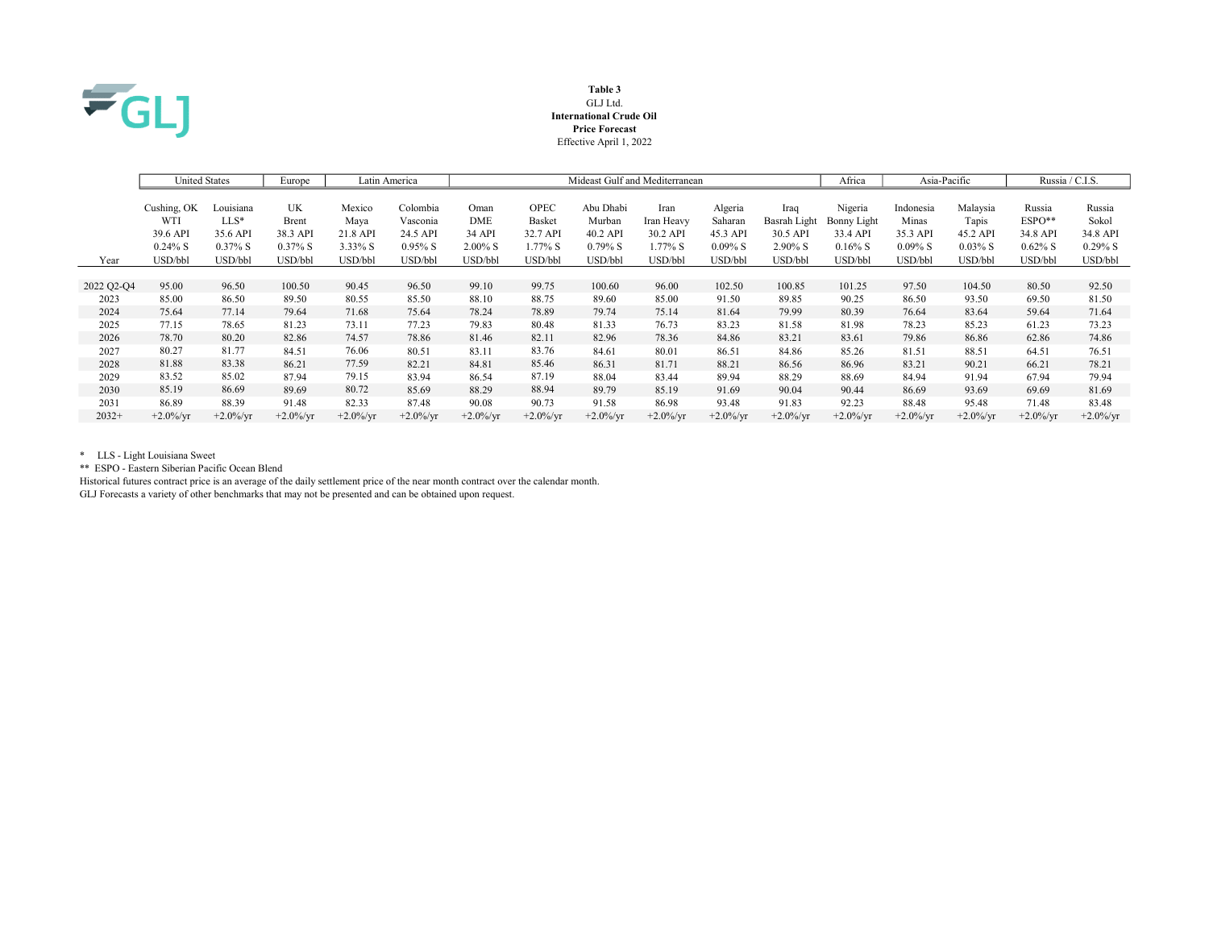**Table 3**
GLJ Ltd.
**International Crude Oil**
**Price Forecast**
Effective April 1, 2022

| | United States | | Europe | Latin America | | Mideast Gulf and Mediterranean | | | | | | Africa | Asia-Pacific | | Russia / C.I.S. | |
|---|---|---|---|---|---|---|---|---|---|---|---|---|---|---|---|---|
| | Cushing, OK WTI 39.6 API 0.24% S | Louisiana LLS* 35.6 API 0.37% S | UK Brent 38.3 API 0.37% S | Mexico Maya 21.8 API 3.33% S | Colombia Vasconia 24.5 API 0.95% S | Oman DME 34 API 2.00% S | OPEC Basket 32.7 API 1.77% S | Abu Dhabi Murban 40.2 API 0.79% S | Iran Iran Heavy 30.2 API 1.77% S | Algeria Saharan 45.3 API 0.09% S | Iraq Basrah Light 30.5 API 2.90% S | Nigeria Bonny Light 33.4 API 0.16% S | Indonesia Minas 35.3 API 0.09% S | Malaysia Tapis 45.2 API 0.03% S | Russia ESPO** 34.8 API 0.62% S | Russia Sokol 34.8 API 0.29% S |
| Year | USD/bbl | USD/bbl | USD/bbl | USD/bbl | USD/bbl | USD/bbl | USD/bbl | USD/bbl | USD/bbl | USD/bbl | USD/bbl | USD/bbl | USD/bbl | USD/bbl | USD/bbl | USD/bbl |
| 2022 Q2-Q4 | 95.00 | 96.50 | 100.50 | 90.45 | 96.50 | 99.10 | 99.75 | 100.60 | 96.00 | 102.50 | 100.85 | 101.25 | 97.50 | 104.50 | 80.50 | 92.50 |
| 2023 | 85.00 | 86.50 | 89.50 | 80.55 | 85.50 | 88.10 | 88.75 | 89.60 | 85.00 | 91.50 | 89.85 | 90.25 | 86.50 | 93.50 | 69.50 | 81.50 |
| 2024 | 75.64 | 77.14 | 79.64 | 71.68 | 75.64 | 78.24 | 78.89 | 79.74 | 75.14 | 81.64 | 79.99 | 80.39 | 76.64 | 83.64 | 59.64 | 71.64 |
| 2025 | 77.15 | 78.65 | 81.23 | 73.11 | 77.23 | 79.83 | 80.48 | 81.33 | 76.73 | 83.23 | 81.58 | 81.98 | 78.23 | 85.23 | 61.23 | 73.23 |
| 2026 | 78.70 | 80.20 | 82.86 | 74.57 | 78.86 | 81.46 | 82.11 | 82.96 | 78.36 | 84.86 | 83.21 | 83.61 | 79.86 | 86.86 | 62.86 | 74.86 |
| 2027 | 80.27 | 81.77 | 84.51 | 76.06 | 80.51 | 83.11 | 83.76 | 84.61 | 80.01 | 86.51 | 84.86 | 85.26 | 81.51 | 88.51 | 64.51 | 76.51 |
| 2028 | 81.88 | 83.38 | 86.21 | 77.59 | 82.21 | 84.81 | 85.46 | 86.31 | 81.71 | 88.21 | 86.56 | 86.96 | 83.21 | 90.21 | 66.21 | 78.21 |
| 2029 | 83.52 | 85.02 | 87.94 | 79.15 | 83.94 | 86.54 | 87.19 | 88.04 | 83.44 | 89.94 | 88.29 | 88.69 | 84.94 | 91.94 | 67.94 | 79.94 |
| 2030 | 85.19 | 86.69 | 89.69 | 80.72 | 85.69 | 88.29 | 88.94 | 89.79 | 85.19 | 91.69 | 90.04 | 90.44 | 86.69 | 93.69 | 69.69 | 81.69 |
| 2031 | 86.89 | 88.39 | 91.48 | 82.33 | 87.48 | 90.08 | 90.73 | 91.58 | 86.98 | 93.48 | 91.83 | 92.23 | 88.48 | 95.48 | 71.48 | 83.48 |
| 2032+ | +2.0%/yr | +2.0%/yr | +2.0%/yr | +2.0%/yr | +2.0%/yr | +2.0%/yr | +2.0%/yr | +2.0%/yr | +2.0%/yr | +2.0%/yr | +2.0%/yr | +2.0%/yr | +2.0%/yr | +2.0%/yr | +2.0%/yr | +2.0%/yr |

\* LLS - Light Louisiana Sweet
\** ESPO - Eastern Siberian Pacific Ocean Blend
Historical futures contract price is an average of the daily settlement price of the near month contract over the calendar month.
GLJ Forecasts a variety of other benchmarks that may not be presented and can be obtained upon request.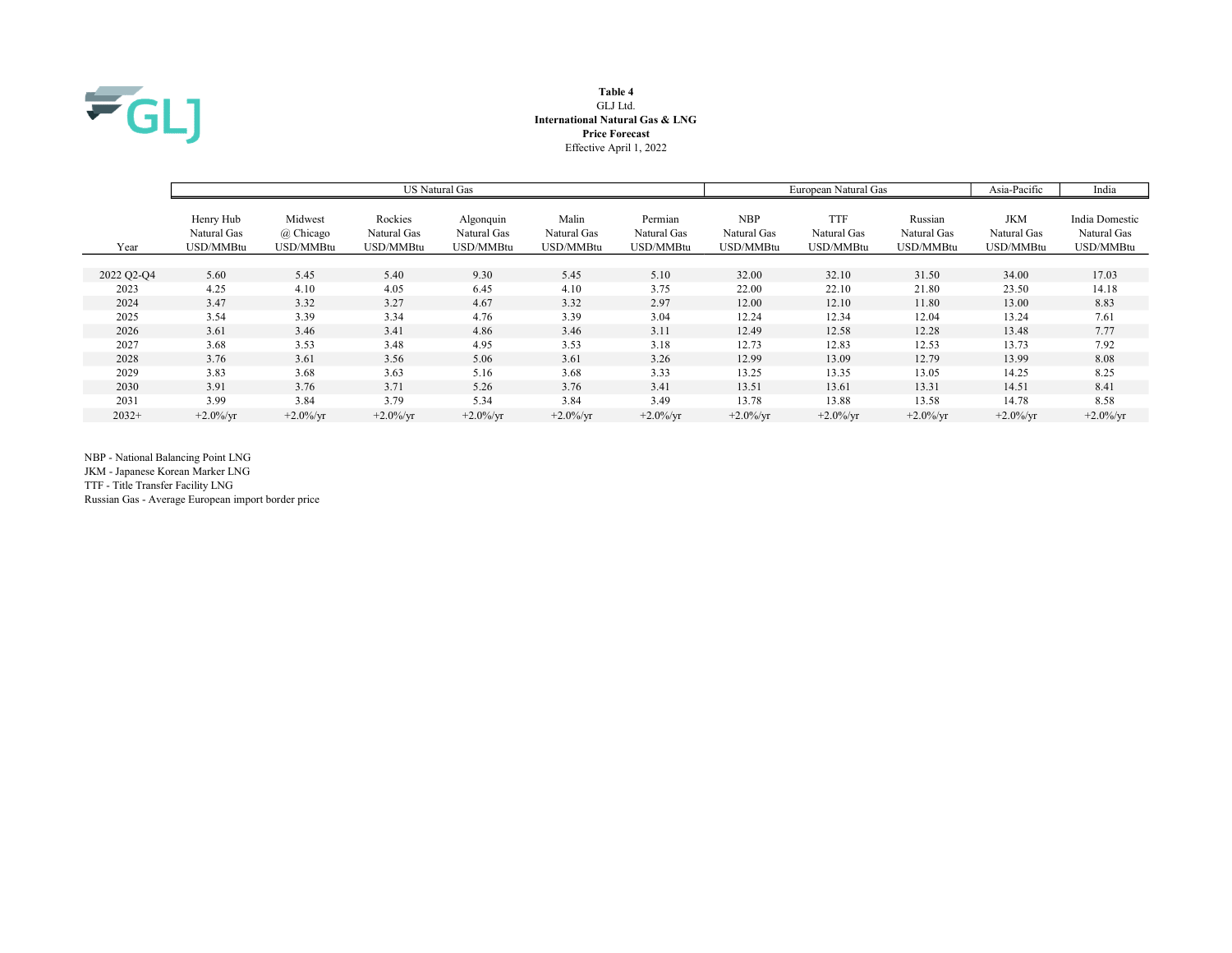**Table 4**
GLJ Ltd.
**International Natural Gas & LNG**
**Price Forecast**
Effective April 1, 2022

| | US Natural Gas | | | | | | European Natural Gas | | | Asia-Pacific | India |
|---|---|---|---|---|---|---|---|---|---|---|---|
| Year | Henry Hub Natural Gas USD/MMBtu | Midwest @ Chicago USD/MMBtu | Rockies Natural Gas USD/MMBtu | Algonquin Natural Gas USD/MMBtu | Malin Natural Gas USD/MMBtu | Permian Natural Gas USD/MMBtu | NBP Natural Gas USD/MMBtu | TTF Natural Gas USD/MMBtu | Russian Natural Gas USD/MMBtu | JKM Natural Gas USD/MMBtu | India Domestic Natural Gas USD/MMBtu |
| 2022 Q2-Q4 | 5.60 | 5.45 | 5.40 | 9.30 | 5.45 | 5.10 | 32.00 | 32.10 | 31.50 | 34.00 | 17.03 |
| 2023 | 4.25 | 4.10 | 4.05 | 6.45 | 4.10 | 3.75 | 22.00 | 22.10 | 21.80 | 23.50 | 14.18 |
| 2024 | 3.47 | 3.32 | 3.27 | 4.67 | 3.32 | 2.97 | 12.00 | 12.10 | 11.80 | 13.00 | 8.83 |
| 2025 | 3.54 | 3.39 | 3.34 | 4.76 | 3.39 | 3.04 | 12.24 | 12.34 | 12.04 | 13.24 | 7.61 |
| 2026 | 3.61 | 3.46 | 3.41 | 4.86 | 3.46 | 3.11 | 12.49 | 12.58 | 12.28 | 13.48 | 7.77 |
| 2027 | 3.68 | 3.53 | 3.48 | 4.95 | 3.53 | 3.18 | 12.73 | 12.83 | 12.53 | 13.73 | 7.92 |
| 2028 | 3.76 | 3.61 | 3.56 | 5.06 | 3.61 | 3.26 | 12.99 | 13.09 | 12.79 | 13.99 | 8.08 |
| 2029 | 3.83 | 3.68 | 3.63 | 5.16 | 3.68 | 3.33 | 13.25 | 13.35 | 13.05 | 14.25 | 8.25 |
| 2030 | 3.91 | 3.76 | 3.71 | 5.26 | 3.76 | 3.41 | 13.51 | 13.61 | 13.31 | 14.51 | 8.41 |
| 2031 | 3.99 | 3.84 | 3.79 | 5.34 | 3.84 | 3.49 | 13.78 | 13.88 | 13.58 | 14.78 | 8.58 |
| 2032+ | +2.0%/yr | +2.0%/yr | +2.0%/yr | +2.0%/yr | +2.0%/yr | +2.0%/yr | +2.0%/yr | +2.0%/yr | +2.0%/yr | +2.0%/yr | +2.0%/yr |

NBP - National Balancing Point LNG
JKM - Japanese Korean Marker LNG
TTF - Title Transfer Facility LNG
Russian Gas - Average European import border price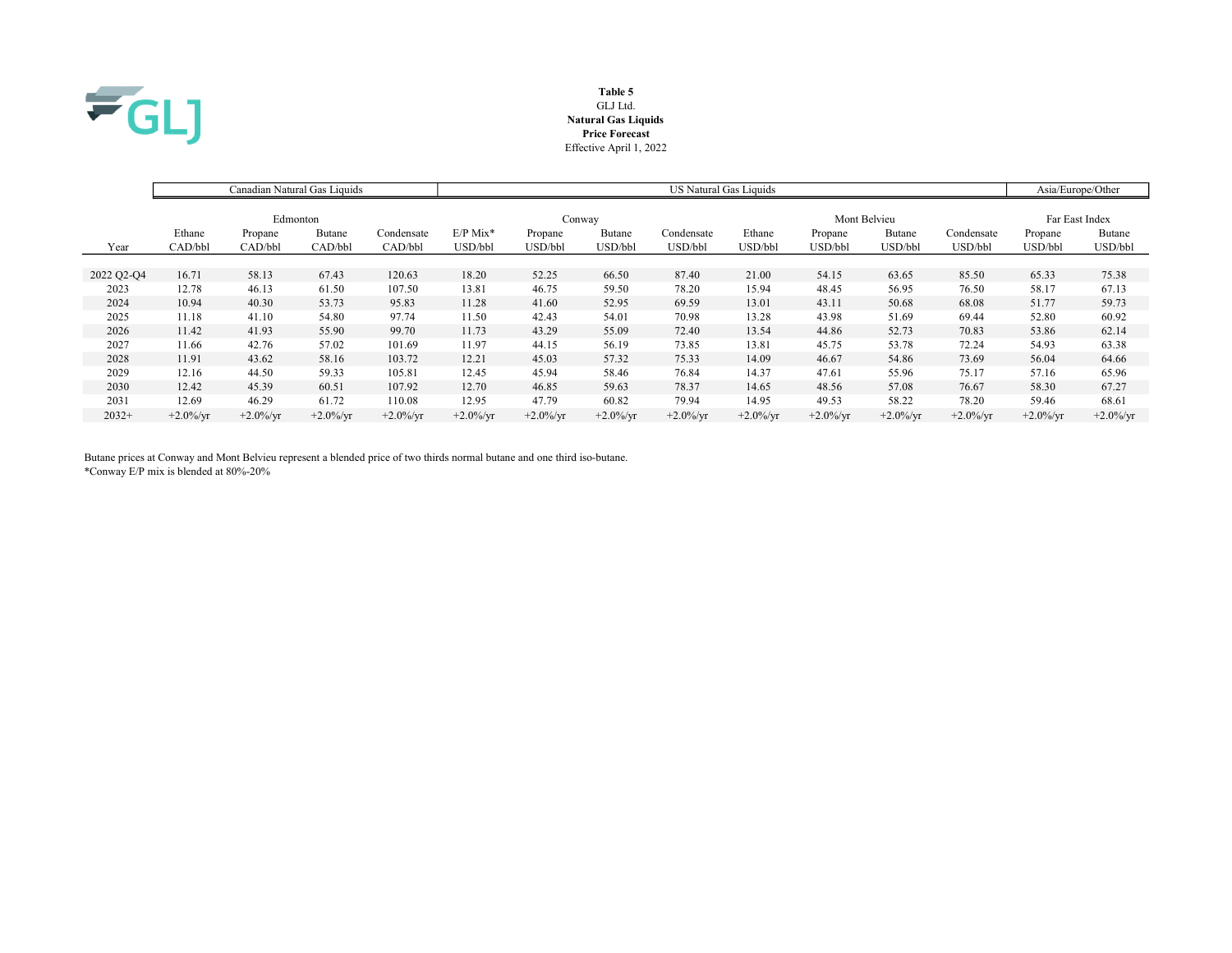**Table 5**
GLJ Ltd.
**Natural Gas Liquids**
**Price Forecast**
Effective April 1, 2022

| | Canadian Natural Gas Liquids | | | | US Natural Gas Liquids | | | | | | | | Asia/Europe/Other | |
|---|---|---|---|---|---|---|---|---|---|---|---|---|---|---|
| | Edmonton | | | | Conway | | | | Mont Belvieu | | | | Far East Index | |
| Year | Ethane CAD/bbl | Propane CAD/bbl | Butane CAD/bbl | Condensate CAD/bbl | E/P Mix* USD/bbl | Propane USD/bbl | Butane USD/bbl | Condensate USD/bbl | Ethane USD/bbl | Propane USD/bbl | Butane USD/bbl | Condensate USD/bbl | Propane USD/bbl | Butane USD/bbl |
| 2022 Q2-Q4 | 16.71 | 58.13 | 67.43 | 120.63 | 18.20 | 52.25 | 66.50 | 87.40 | 21.00 | 54.15 | 63.65 | 85.50 | 65.33 | 75.38 |
| 2023 | 12.78 | 46.13 | 61.50 | 107.50 | 13.81 | 46.75 | 59.50 | 78.20 | 15.94 | 48.45 | 56.95 | 76.50 | 58.17 | 67.13 |
| 2024 | 10.94 | 40.30 | 53.73 | 95.83 | 11.28 | 41.60 | 52.95 | 69.59 | 13.01 | 43.11 | 50.68 | 68.08 | 51.77 | 59.73 |
| 2025 | 11.18 | 41.10 | 54.80 | 97.74 | 11.50 | 42.43 | 54.01 | 70.98 | 13.28 | 43.98 | 51.69 | 69.44 | 52.80 | 60.92 |
| 2026 | 11.42 | 41.93 | 55.90 | 99.70 | 11.73 | 43.29 | 55.09 | 72.40 | 13.54 | 44.86 | 52.73 | 70.83 | 53.86 | 62.14 |
| 2027 | 11.66 | 42.76 | 57.02 | 101.69 | 11.97 | 44.15 | 56.19 | 73.85 | 13.81 | 45.75 | 53.78 | 72.24 | 54.93 | 63.38 |
| 2028 | 11.91 | 43.62 | 58.16 | 103.72 | 12.21 | 45.03 | 57.32 | 75.33 | 14.09 | 46.67 | 54.86 | 73.69 | 56.04 | 64.66 |
| 2029 | 12.16 | 44.50 | 59.33 | 105.81 | 12.45 | 45.94 | 58.46 | 76.84 | 14.37 | 47.61 | 55.96 | 75.17 | 57.16 | 65.96 |
| 2030 | 12.42 | 45.39 | 60.51 | 107.92 | 12.70 | 46.85 | 59.63 | 78.37 | 14.65 | 48.56 | 57.08 | 76.67 | 58.30 | 67.27 |
| 2031 | 12.69 | 46.29 | 61.72 | 110.08 | 12.95 | 47.79 | 60.82 | 79.94 | 14.95 | 49.53 | 58.22 | 78.20 | 59.46 | 68.61 |
| 2032+ | +2.0%/yr | +2.0%/yr | +2.0%/yr | +2.0%/yr | +2.0%/yr | +2.0%/yr | +2.0%/yr | +2.0%/yr | +2.0%/yr | +2.0%/yr | +2.0%/yr | +2.0%/yr | +2.0%/yr | +2.0%/yr |

Butane prices at Conway and Mont Belvieu represent a blended price of two thirds normal butane and one third iso-butane.
*Conway E/P mix is blended at 80%-20%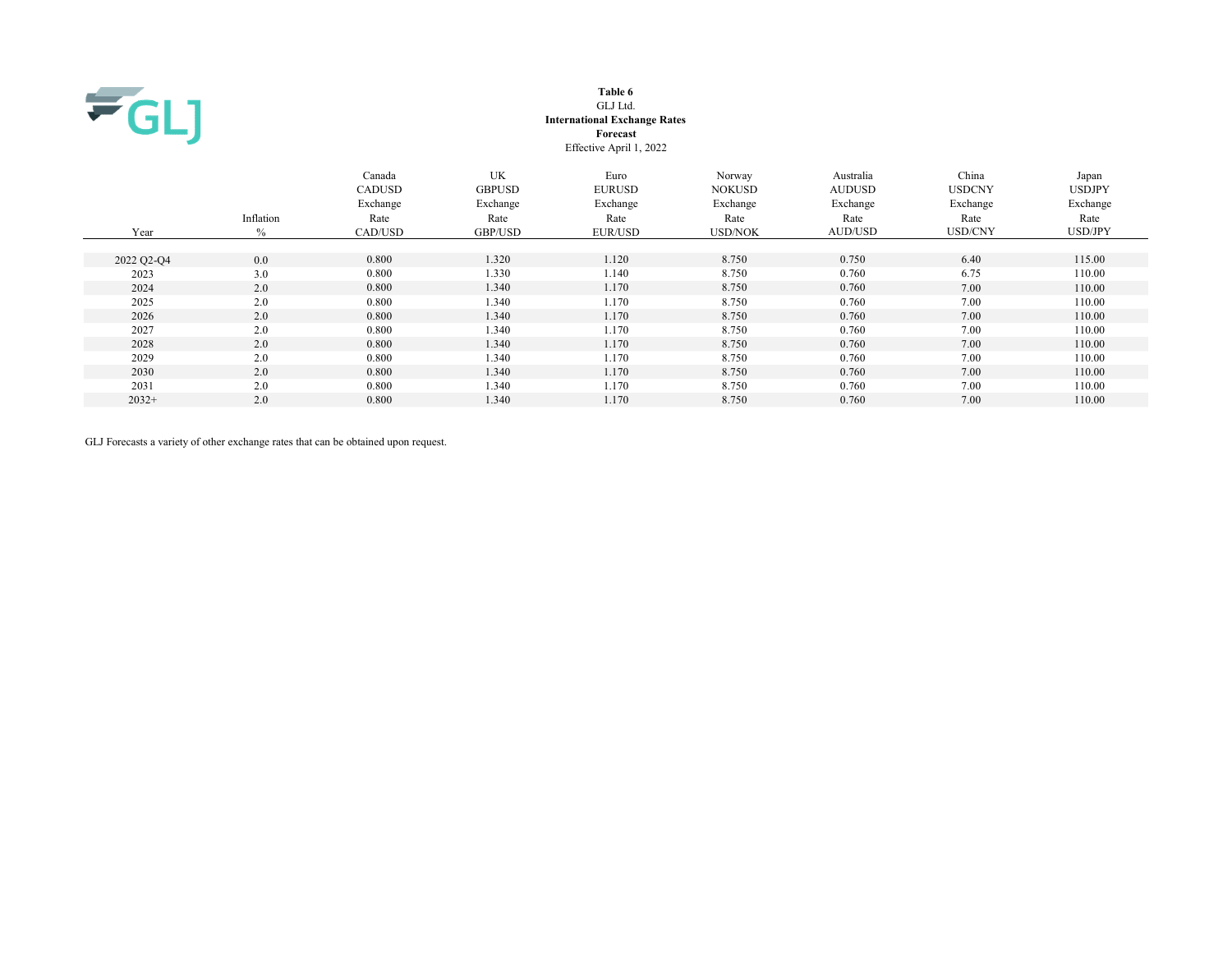**Table 6**
GLJ Ltd.
**International Exchange Rates**
**Forecast**
Effective April 1, 2022

| Year | Inflation % | Canada CADUSD Exchange Rate CAD/USD | UK GBPUSD Exchange Rate GBP/USD | Euro EURUSD Exchange Rate EUR/USD | Norway NOKUSD Exchange Rate USD/NOK | Australia AUDUSD Exchange Rate AUD/USD | China USDCNY Exchange Rate USD/CNY | Japan USDJPY Exchange Rate USD/JPY |
|---|---|---|---|---|---|---|---|---|
| 2022 Q2-Q4 | 0.0 | 0.800 | 1.320 | 1.120 | 8.750 | 0.750 | 6.40 | 115.00 |
| 2023 | 3.0 | 0.800 | 1.330 | 1.140 | 8.750 | 0.760 | 6.75 | 110.00 |
| 2024 | 2.0 | 0.800 | 1.340 | 1.170 | 8.750 | 0.760 | 7.00 | 110.00 |
| 2025 | 2.0 | 0.800 | 1.340 | 1.170 | 8.750 | 0.760 | 7.00 | 110.00 |
| 2026 | 2.0 | 0.800 | 1.340 | 1.170 | 8.750 | 0.760 | 7.00 | 110.00 |
| 2027 | 2.0 | 0.800 | 1.340 | 1.170 | 8.750 | 0.760 | 7.00 | 110.00 |
| 2028 | 2.0 | 0.800 | 1.340 | 1.170 | 8.750 | 0.760 | 7.00 | 110.00 |
| 2029 | 2.0 | 0.800 | 1.340 | 1.170 | 8.750 | 0.760 | 7.00 | 110.00 |
| 2030 | 2.0 | 0.800 | 1.340 | 1.170 | 8.750 | 0.760 | 7.00 | 110.00 |
| 2031 | 2.0 | 0.800 | 1.340 | 1.170 | 8.750 | 0.760 | 7.00 | 110.00 |
| 2032+ | 2.0 | 0.800 | 1.340 | 1.170 | 8.750 | 0.760 | 7.00 | 110.00 |

GLJ Forecasts a variety of other exchange rates that can be obtained upon request.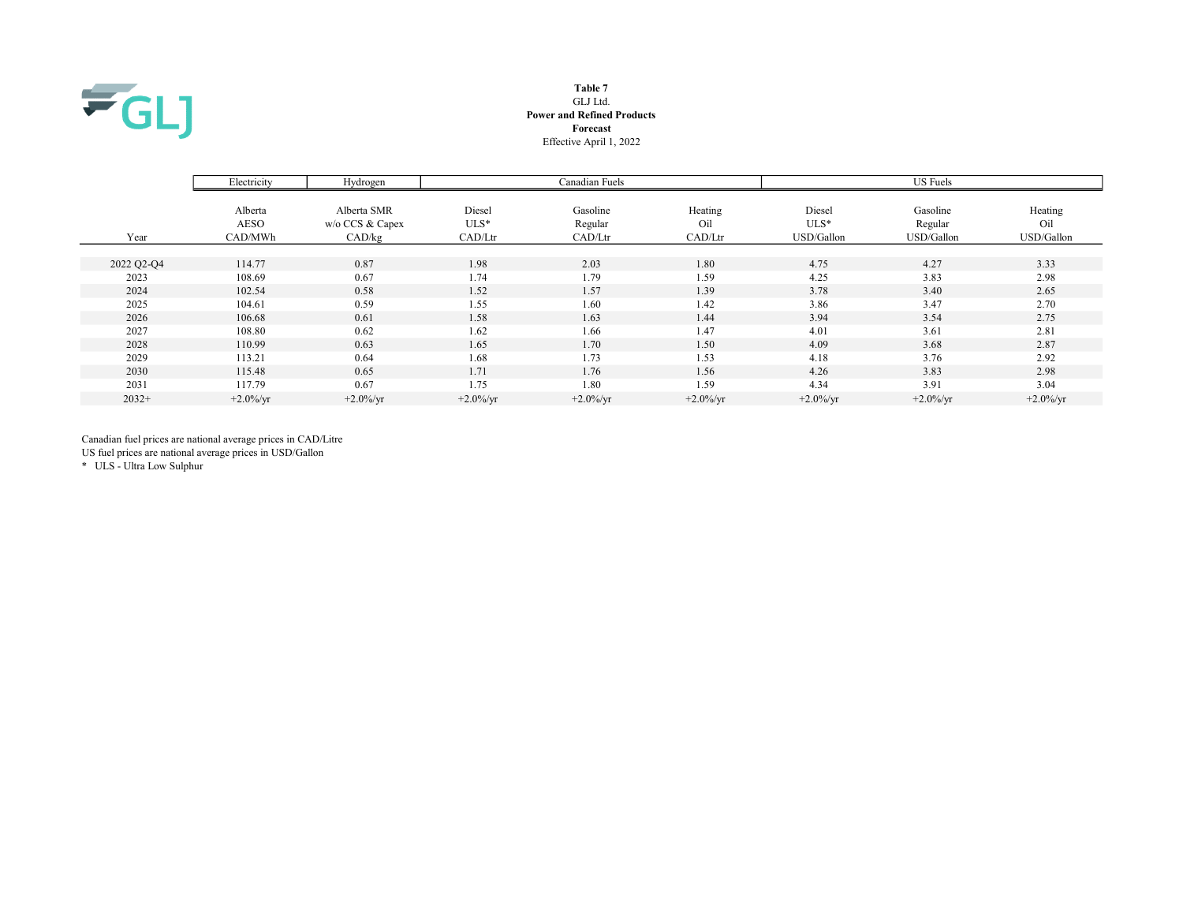**Table 7**
GLJ Ltd.
**Power and Refined Products**
**Forecast**
Effective April 1, 2022

| | Electricity | Hydrogen | Canadian Fuels | | | US Fuels | | |
|---|---|---|---|---|---|---|---|---|
| Year | Alberta AESO CAD/MWh | Alberta SMR w/o CCS & Capex CAD/kg | Diesel ULS* CAD/Ltr | Gasoline Regular CAD/Ltr | Heating Oil CAD/Ltr | Diesel ULS* USD/Gallon | Gasoline Regular USD/Gallon | Heating Oil USD/Gallon |
| 2022 Q2-Q4 | 114.77 | 0.87 | 1.98 | 2.03 | 1.80 | 4.75 | 4.27 | 3.33 |
| 2023 | 108.69 | 0.67 | 1.74 | 1.79 | 1.59 | 4.25 | 3.83 | 2.98 |
| 2024 | 102.54 | 0.58 | 1.52 | 1.57 | 1.39 | 3.78 | 3.40 | 2.65 |
| 2025 | 104.61 | 0.59 | 1.55 | 1.60 | 1.42 | 3.86 | 3.47 | 2.70 |
| 2026 | 106.68 | 0.61 | 1.58 | 1.63 | 1.44 | 3.94 | 3.54 | 2.75 |
| 2027 | 108.80 | 0.62 | 1.62 | 1.66 | 1.47 | 4.01 | 3.61 | 2.81 |
| 2028 | 110.99 | 0.63 | 1.65 | 1.70 | 1.50 | 4.09 | 3.68 | 2.87 |
| 2029 | 113.21 | 0.64 | 1.68 | 1.73 | 1.53 | 4.18 | 3.76 | 2.92 |
| 2030 | 115.48 | 0.65 | 1.71 | 1.76 | 1.56 | 4.26 | 3.83 | 2.98 |
| 2031 | 117.79 | 0.67 | 1.75 | 1.80 | 1.59 | 4.34 | 3.91 | 3.04 |
| 2032+ | +2.0%/yr | +2.0%/yr | +2.0%/yr | +2.0%/yr | +2.0%/yr | +2.0%/yr | +2.0%/yr | +2.0%/yr |

Canadian fuel prices are national average prices in CAD/Litre
US fuel prices are national average prices in USD/Gallon
* ULS - Ultra Low Sulphur